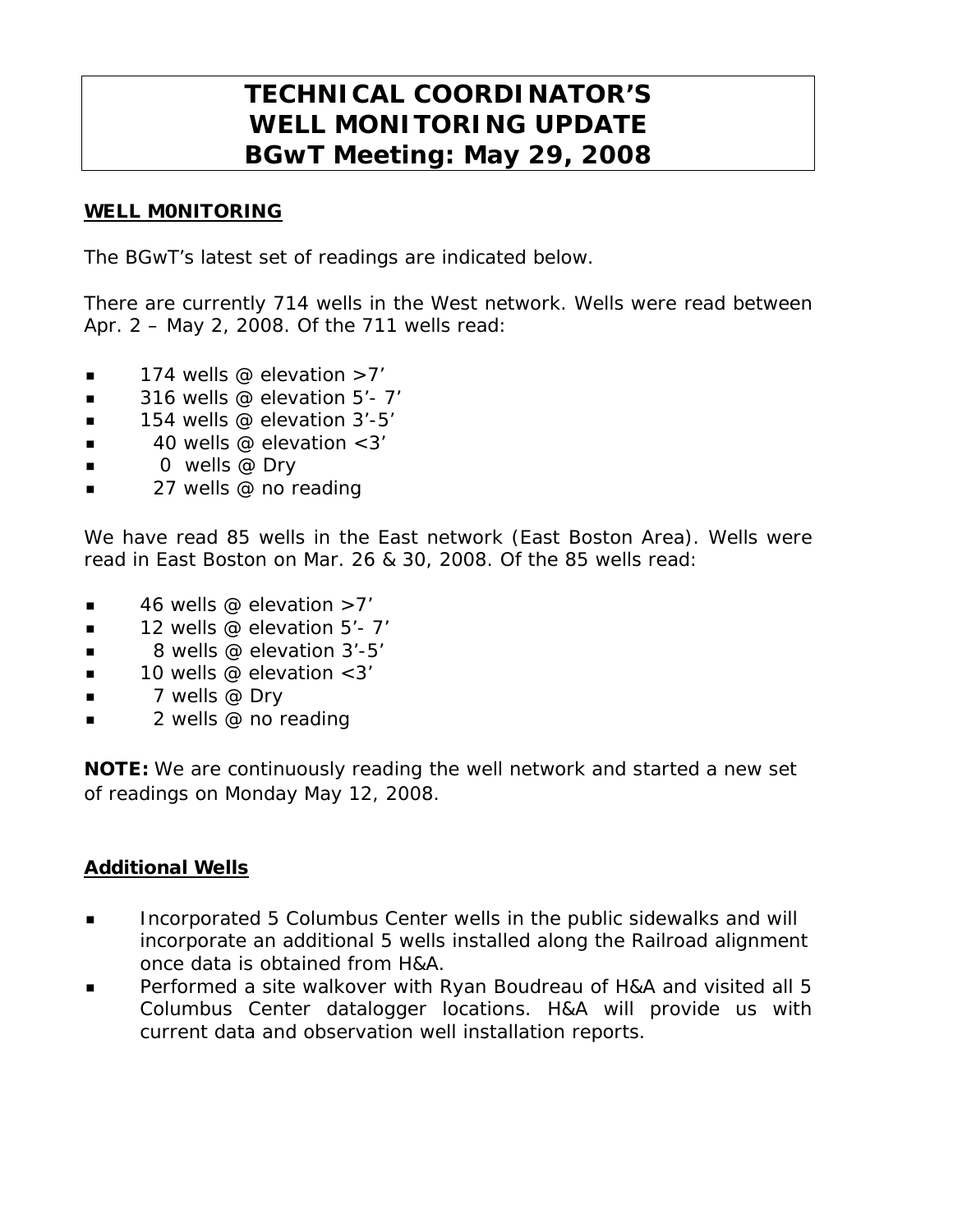# TECHNICAL COORDINATOR'S WELL MONITORING UPDATE BGwT Meeting: May 29, 2008

## WELL M0NITORING

The BGwT's latest set of readings are indicated below.

There are currently 714 wells in the West network. Wells were read between Apr. 2 – May 2, 2008. Of the 711 wells read:

- 174 wells @ elevation >7'
- 316 wells @ elevation 5'- 7'
- 154 wells @ elevation 3'-5'
- 40 wells @ elevation <3'
- 0 wells @ Dry
- 27 wells @ no reading

We have read 85 wells in the East network (East Boston Area). Wells were read in East Boston on Mar. 26 & 30, 2008. Of the 85 wells read:

- 46 wells @ elevation >7'
- 12 wells @ elevation 5'- 7'
- 8 wells @ elevation 3'-5'
- 10 wells @ elevation <3'
- 7 wells @ Dry
- 2 wells @ no reading

**NOTE:** We are continuously reading the well network and started a new set of readings on Monday May 12, 2008.

## Additional Wells

- Incorporated 5 Columbus Center wells in the public sidewalks and will incorporate an additional 5 wells installed along the Railroad alignment once data is obtained from H&A.
- Performed a site walkover with Ryan Boudreau of H&A and visited all 5 Columbus Center datalogger locations. H&A will provide us with current data and observation well installation reports.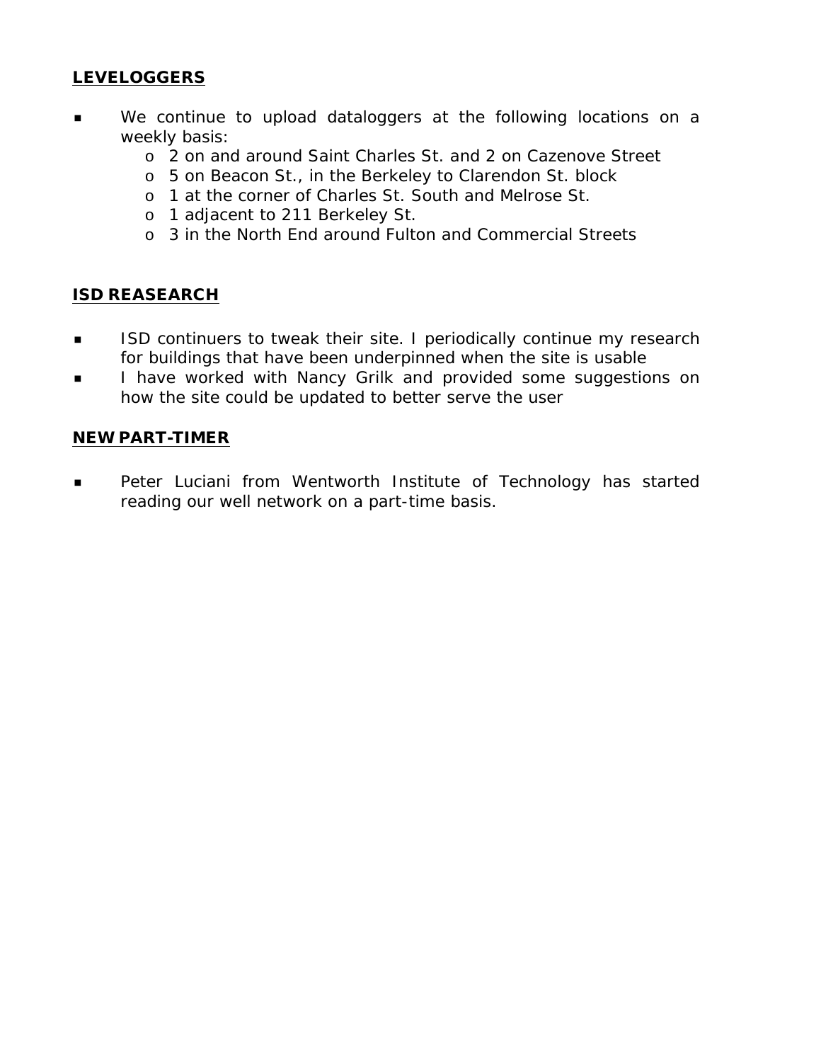**LEVELOGGERS**

- We continue to upload dataloggers at the following locations on a weekly basis:
    - 2 on and around Saint Charles St. and 2 on Cazenove Street
    - 5 on Beacon St., in the Berkeley to Clarendon St. block
    - 1 at the corner of Charles St. South and Melrose St.
    - 1 adjacent to 211 Berkeley St.
    - 3 in the North End around Fulton and Commercial Streets

**ISD REASEARCH**

- ISD continuers to tweak their site. I periodically continue my research for buildings that have been underpinned when the site is usable
- I have worked with Nancy Grilk and provided some suggestions on how the site could be updated to better serve the user

**NEW PART-TIMER**

- Peter Luciani from Wentworth Institute of Technology has started reading our well network on a part-time basis.